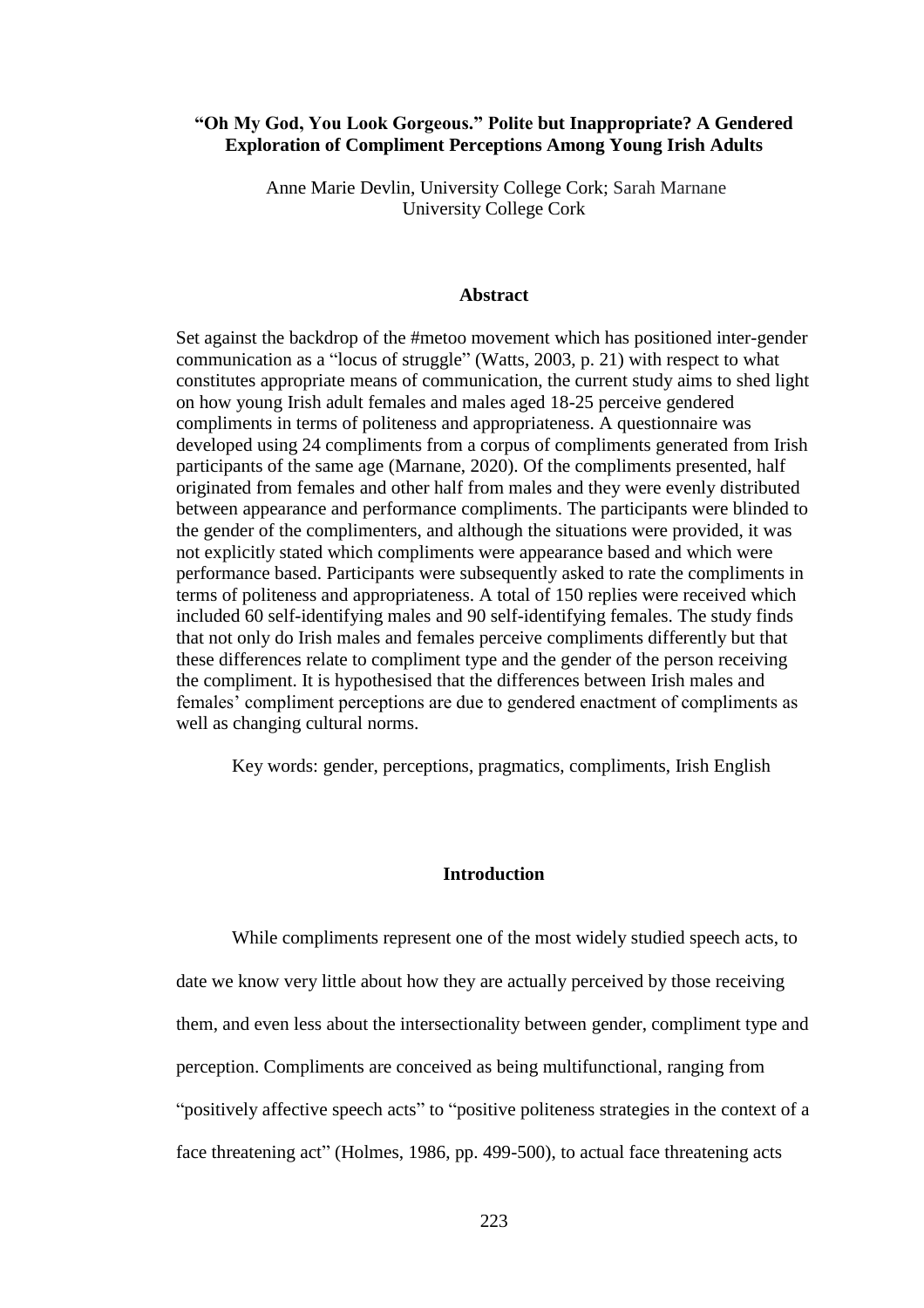# "Oh My God, You Look Gorgeous." Polite but Inappropriate? A Gendered Exploration of Compliment Perceptions Among Young Irish Adults

Anne Marie Devlin, University College Cork; Sarah Marnane
University College Cork

## Abstract

Set against the backdrop of the #metoo movement which has positioned inter-gender communication as a "locus of struggle" (Watts, 2003, p. 21) with respect to what constitutes appropriate means of communication, the current study aims to shed light on how young Irish adult females and males aged 18-25 perceive gendered compliments in terms of politeness and appropriateness. A questionnaire was developed using 24 compliments from a corpus of compliments generated from Irish participants of the same age (Marnane, 2020). Of the compliments presented, half originated from females and other half from males and they were evenly distributed between appearance and performance compliments. The participants were blinded to the gender of the complimenters, and although the situations were provided, it was not explicitly stated which compliments were appearance based and which were performance based. Participants were subsequently asked to rate the compliments in terms of politeness and appropriateness. A total of 150 replies were received which included 60 self-identifying males and 90 self-identifying females. The study finds that not only do Irish males and females perceive compliments differently but that these differences relate to compliment type and the gender of the person receiving the compliment. It is hypothesised that the differences between Irish males and females' compliment perceptions are due to gendered enactment of compliments as well as changing cultural norms.

Key words: gender, perceptions, pragmatics, compliments, Irish English

## Introduction

While compliments represent one of the most widely studied speech acts, to date we know very little about how they are actually perceived by those receiving them, and even less about the intersectionality between gender, compliment type and perception. Compliments are conceived as being multifunctional, ranging from "positively affective speech acts" to "positive politeness strategies in the context of a face threatening act" (Holmes, 1986, pp. 499-500), to actual face threatening acts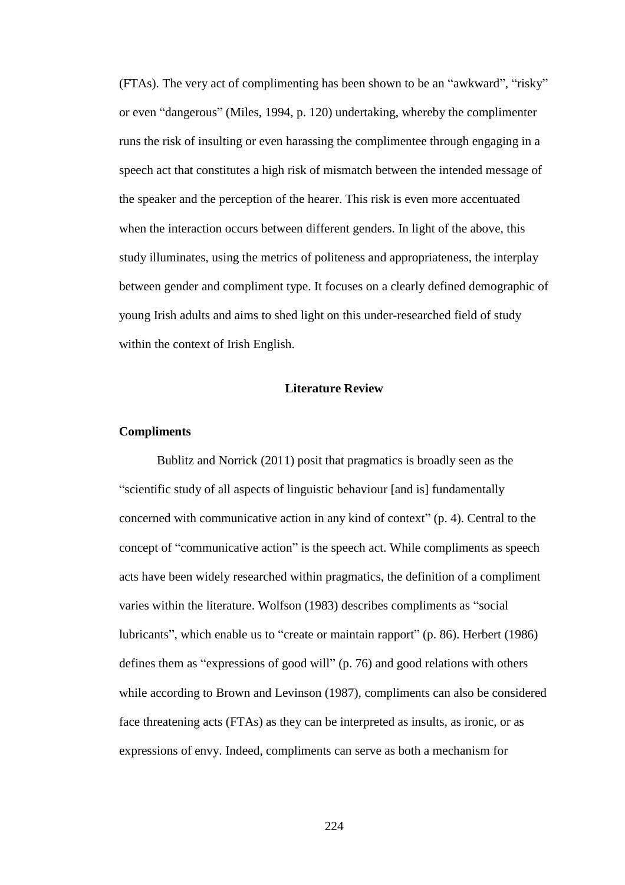(FTAs). The very act of complimenting has been shown to be an "awkward", "risky" or even "dangerous" (Miles, 1994, p. 120) undertaking, whereby the complimenter runs the risk of insulting or even harassing the complimentee through engaging in a speech act that constitutes a high risk of mismatch between the intended message of the speaker and the perception of the hearer. This risk is even more accentuated when the interaction occurs between different genders. In light of the above, this study illuminates, using the metrics of politeness and appropriateness, the interplay between gender and compliment type. It focuses on a clearly defined demographic of young Irish adults and aims to shed light on this under-researched field of study within the context of Irish English.

## Literature Review

### Compliments

Bublitz and Norrick (2011) posit that pragmatics is broadly seen as the "scientific study of all aspects of linguistic behaviour [and is] fundamentally concerned with communicative action in any kind of context" (p. 4). Central to the concept of "communicative action" is the speech act. While compliments as speech acts have been widely researched within pragmatics, the definition of a compliment varies within the literature. Wolfson (1983) describes compliments as "social lubricants", which enable us to "create or maintain rapport" (p. 86). Herbert (1986) defines them as "expressions of good will" (p. 76) and good relations with others while according to Brown and Levinson (1987), compliments can also be considered face threatening acts (FTAs) as they can be interpreted as insults, as ironic, or as expressions of envy. Indeed, compliments can serve as both a mechanism for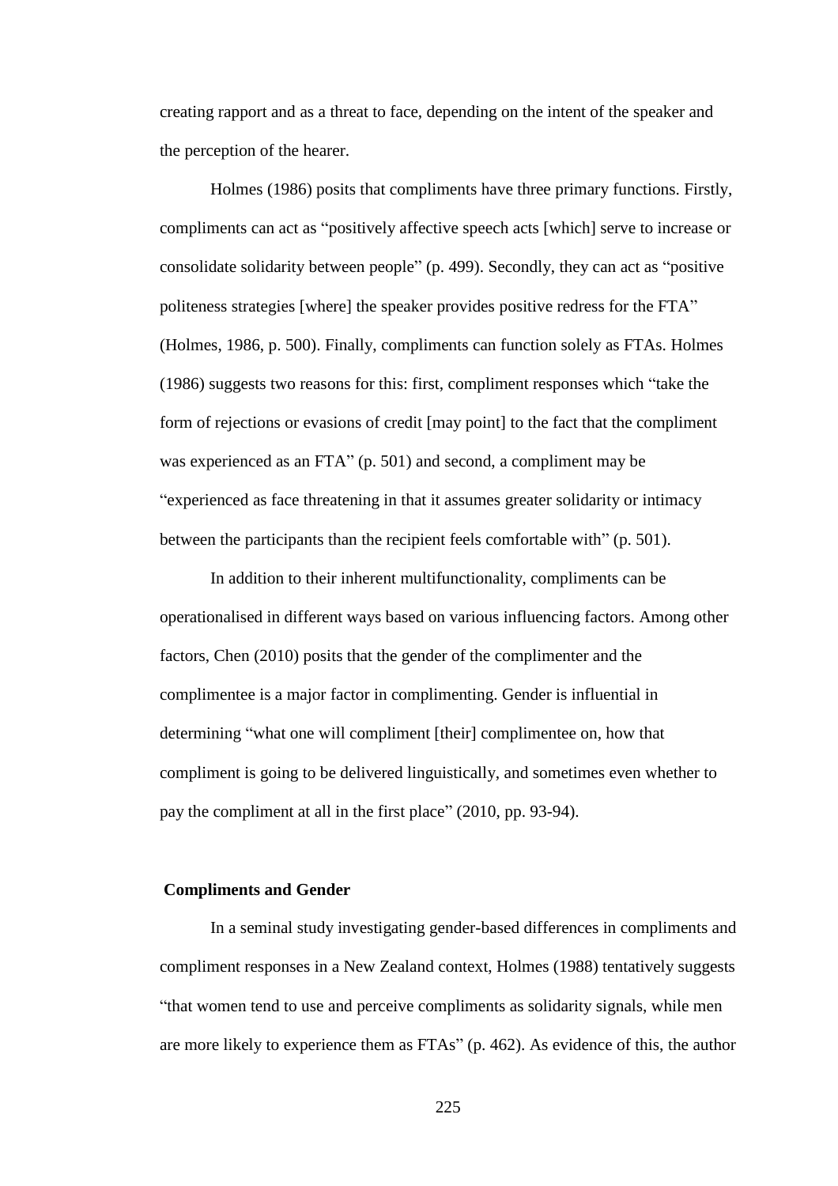creating rapport and as a threat to face, depending on the intent of the speaker and the perception of the hearer.

Holmes (1986) posits that compliments have three primary functions. Firstly, compliments can act as "positively affective speech acts [which] serve to increase or consolidate solidarity between people" (p. 499). Secondly, they can act as "positive politeness strategies [where] the speaker provides positive redress for the FTA" (Holmes, 1986, p. 500). Finally, compliments can function solely as FTAs. Holmes (1986) suggests two reasons for this: first, compliment responses which "take the form of rejections or evasions of credit [may point] to the fact that the compliment was experienced as an FTA" (p. 501) and second, a compliment may be "experienced as face threatening in that it assumes greater solidarity or intimacy between the participants than the recipient feels comfortable with" (p. 501).

In addition to their inherent multifunctionality, compliments can be operationalised in different ways based on various influencing factors. Among other factors, Chen (2010) posits that the gender of the complimenter and the complimentee is a major factor in complimenting. Gender is influential in determining "what one will compliment [their] complimentee on, how that compliment is going to be delivered linguistically, and sometimes even whether to pay the compliment at all in the first place" (2010, pp. 93-94).

**Compliments and Gender**

In a seminal study investigating gender-based differences in compliments and compliment responses in a New Zealand context, Holmes (1988) tentatively suggests "that women tend to use and perceive compliments as solidarity signals, while men are more likely to experience them as FTAs" (p. 462). As evidence of this, the author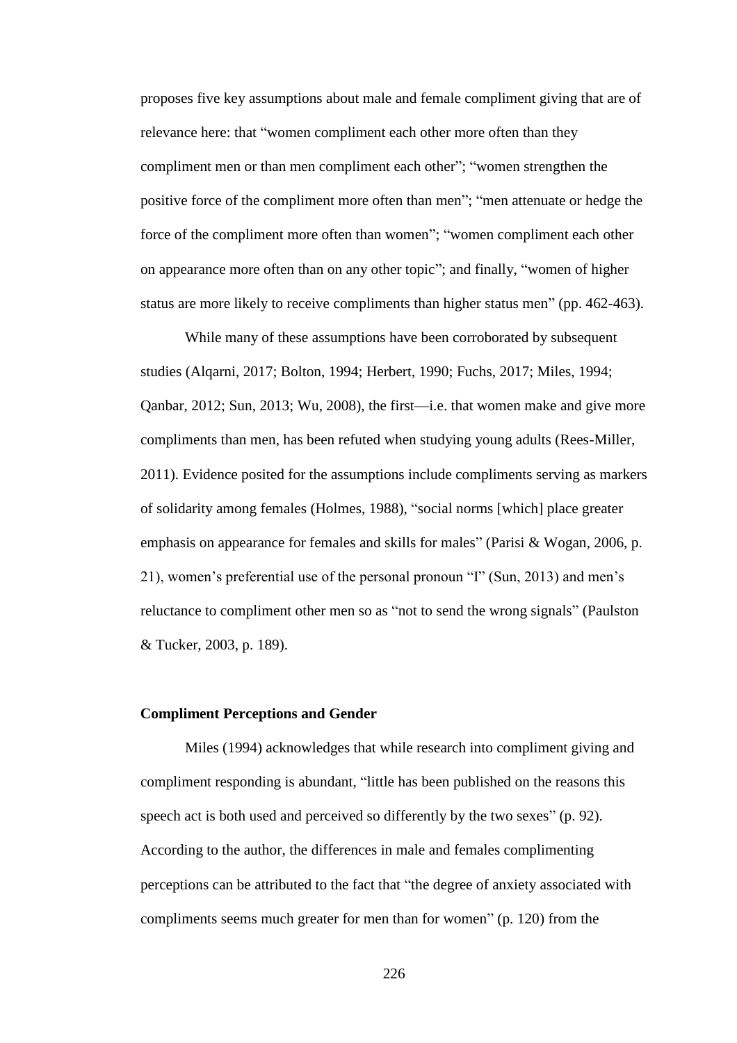proposes five key assumptions about male and female compliment giving that are of relevance here: that "women compliment each other more often than they compliment men or than men compliment each other"; "women strengthen the positive force of the compliment more often than men"; "men attenuate or hedge the force of the compliment more often than women"; "women compliment each other on appearance more often than on any other topic"; and finally, "women of higher status are more likely to receive compliments than higher status men" (pp. 462-463).

While many of these assumptions have been corroborated by subsequent studies (Alqarni, 2017; Bolton, 1994; Herbert, 1990; Fuchs, 2017; Miles, 1994; Qanbar, 2012; Sun, 2013; Wu, 2008), the first—i.e. that women make and give more compliments than men, has been refuted when studying young adults (Rees-Miller, 2011). Evidence posited for the assumptions include compliments serving as markers of solidarity among females (Holmes, 1988), "social norms [which] place greater emphasis on appearance for females and skills for males" (Parisi & Wogan, 2006, p. 21), women's preferential use of the personal pronoun "I" (Sun, 2013) and men's reluctance to compliment other men so as "not to send the wrong signals" (Paulston & Tucker, 2003, p. 189).

### Compliment Perceptions and Gender

Miles (1994) acknowledges that while research into compliment giving and compliment responding is abundant, "little has been published on the reasons this speech act is both used and perceived so differently by the two sexes" (p. 92). According to the author, the differences in male and females complimenting perceptions can be attributed to the fact that "the degree of anxiety associated with compliments seems much greater for men than for women" (p. 120) from the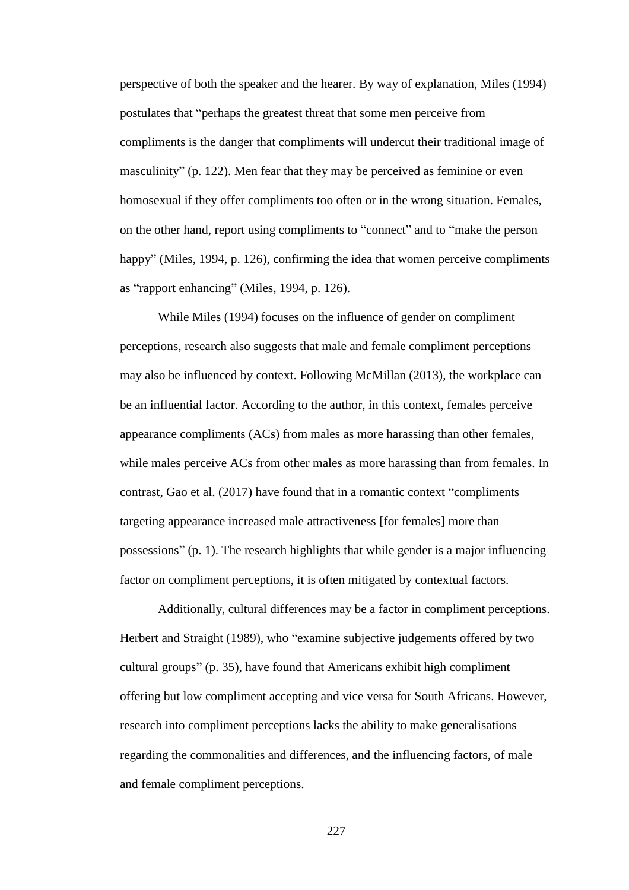perspective of both the speaker and the hearer. By way of explanation, Miles (1994) postulates that "perhaps the greatest threat that some men perceive from compliments is the danger that compliments will undercut their traditional image of masculinity" (p. 122). Men fear that they may be perceived as feminine or even homosexual if they offer compliments too often or in the wrong situation. Females, on the other hand, report using compliments to "connect" and to "make the person happy" (Miles, 1994, p. 126), confirming the idea that women perceive compliments as "rapport enhancing" (Miles, 1994, p. 126).

While Miles (1994) focuses on the influence of gender on compliment perceptions, research also suggests that male and female compliment perceptions may also be influenced by context. Following McMillan (2013), the workplace can be an influential factor. According to the author, in this context, females perceive appearance compliments (ACs) from males as more harassing than other females, while males perceive ACs from other males as more harassing than from females. In contrast, Gao et al. (2017) have found that in a romantic context "compliments targeting appearance increased male attractiveness [for females] more than possessions" (p. 1). The research highlights that while gender is a major influencing factor on compliment perceptions, it is often mitigated by contextual factors.

Additionally, cultural differences may be a factor in compliment perceptions. Herbert and Straight (1989), who "examine subjective judgements offered by two cultural groups" (p. 35), have found that Americans exhibit high compliment offering but low compliment accepting and vice versa for South Africans. However, research into compliment perceptions lacks the ability to make generalisations regarding the commonalities and differences, and the influencing factors, of male and female compliment perceptions.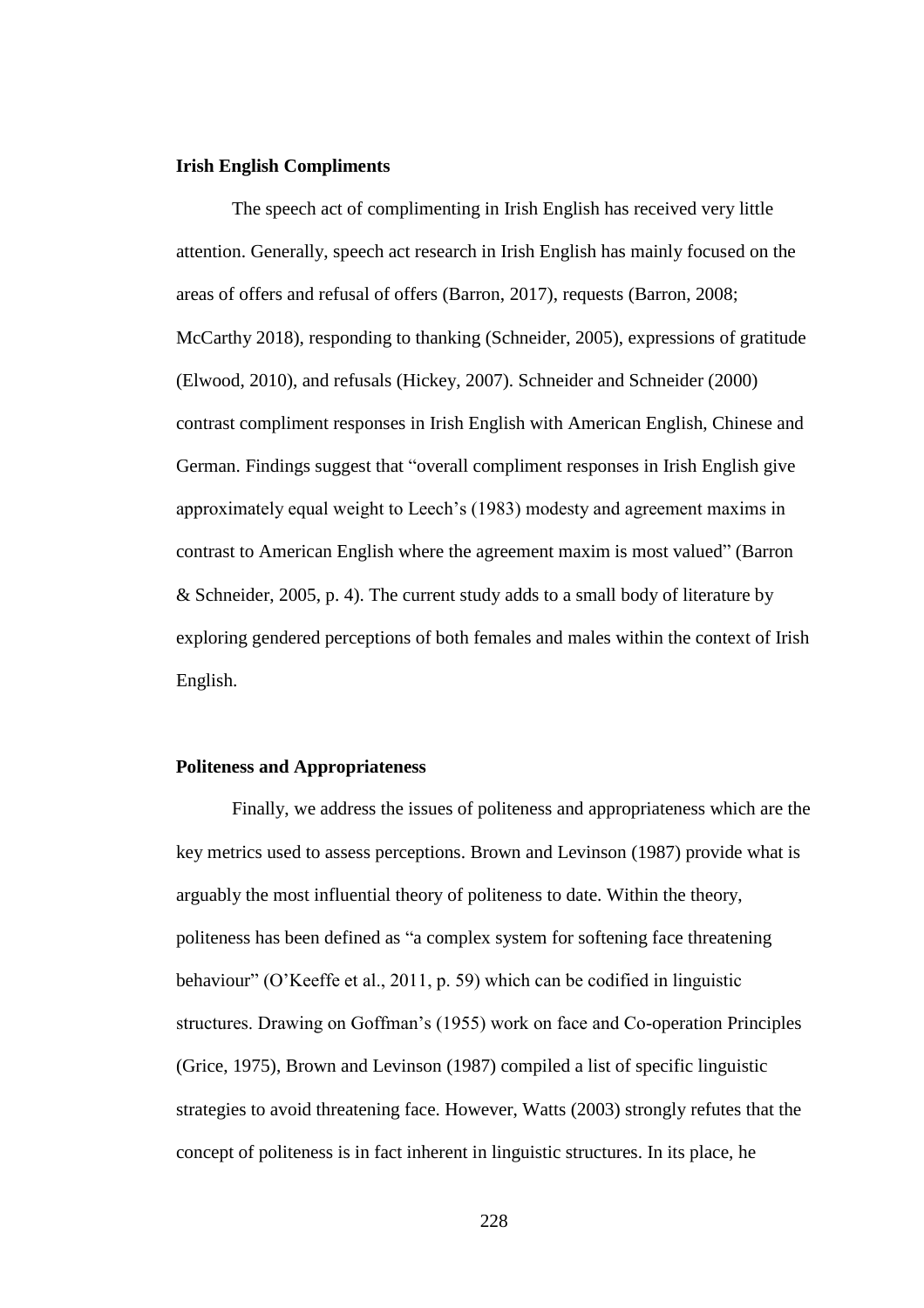**Irish English Compliments**

The speech act of complimenting in Irish English has received very little attention. Generally, speech act research in Irish English has mainly focused on the areas of offers and refusal of offers (Barron, 2017), requests (Barron, 2008; McCarthy 2018), responding to thanking (Schneider, 2005), expressions of gratitude (Elwood, 2010), and refusals (Hickey, 2007). Schneider and Schneider (2000) contrast compliment responses in Irish English with American English, Chinese and German. Findings suggest that "overall compliment responses in Irish English give approximately equal weight to Leech's (1983) modesty and agreement maxims in contrast to American English where the agreement maxim is most valued" (Barron & Schneider, 2005, p. 4). The current study adds to a small body of literature by exploring gendered perceptions of both females and males within the context of Irish English.

**Politeness and Appropriateness**

Finally, we address the issues of politeness and appropriateness which are the key metrics used to assess perceptions. Brown and Levinson (1987) provide what is arguably the most influential theory of politeness to date. Within the theory, politeness has been defined as "a complex system for softening face threatening behaviour" (O'Keeffe et al., 2011, p. 59) which can be codified in linguistic structures. Drawing on Goffman's (1955) work on face and Co-operation Principles (Grice, 1975), Brown and Levinson (1987) compiled a list of specific linguistic strategies to avoid threatening face. However, Watts (2003) strongly refutes that the concept of politeness is in fact inherent in linguistic structures. In its place, he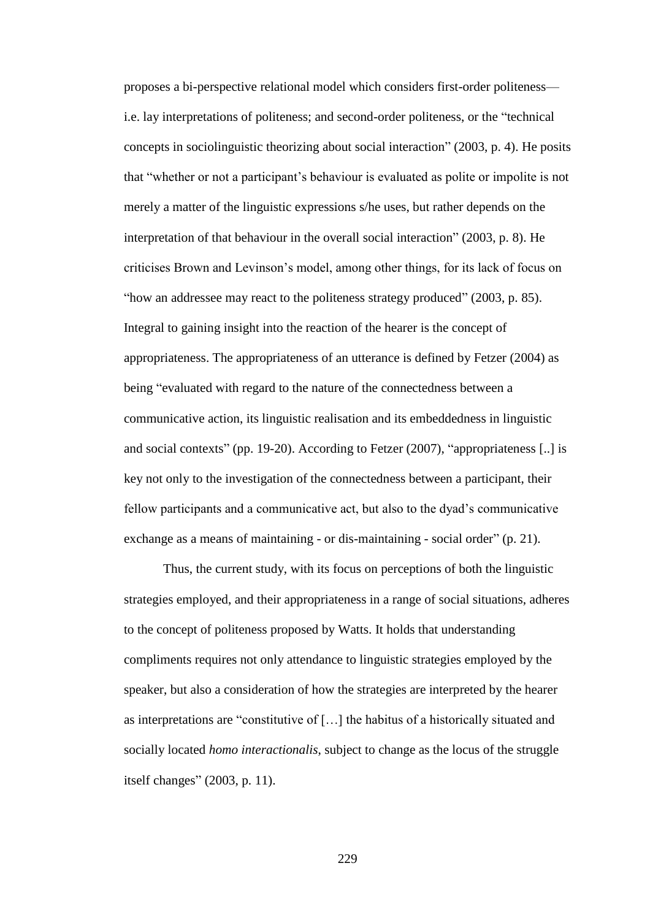proposes a bi-perspective relational model which considers first-order politeness—i.e. lay interpretations of politeness; and second-order politeness, or the "technical concepts in sociolinguistic theorizing about social interaction" (2003, p. 4). He posits that "whether or not a participant's behaviour is evaluated as polite or impolite is not merely a matter of the linguistic expressions s/he uses, but rather depends on the interpretation of that behaviour in the overall social interaction" (2003, p. 8). He criticises Brown and Levinson's model, among other things, for its lack of focus on "how an addressee may react to the politeness strategy produced" (2003, p. 85). Integral to gaining insight into the reaction of the hearer is the concept of appropriateness. The appropriateness of an utterance is defined by Fetzer (2004) as being "evaluated with regard to the nature of the connectedness between a communicative action, its linguistic realisation and its embeddedness in linguistic and social contexts" (pp. 19-20). According to Fetzer (2007), "appropriateness [..] is key not only to the investigation of the connectedness between a participant, their fellow participants and a communicative act, but also to the dyad's communicative exchange as a means of maintaining - or dis-maintaining - social order" (p. 21).

Thus, the current study, with its focus on perceptions of both the linguistic strategies employed, and their appropriateness in a range of social situations, adheres to the concept of politeness proposed by Watts. It holds that understanding compliments requires not only attendance to linguistic strategies employed by the speaker, but also a consideration of how the strategies are interpreted by the hearer as interpretations are "constitutive of […] the habitus of a historically situated and socially located *homo interactionalis*, subject to change as the locus of the struggle itself changes" (2003, p. 11).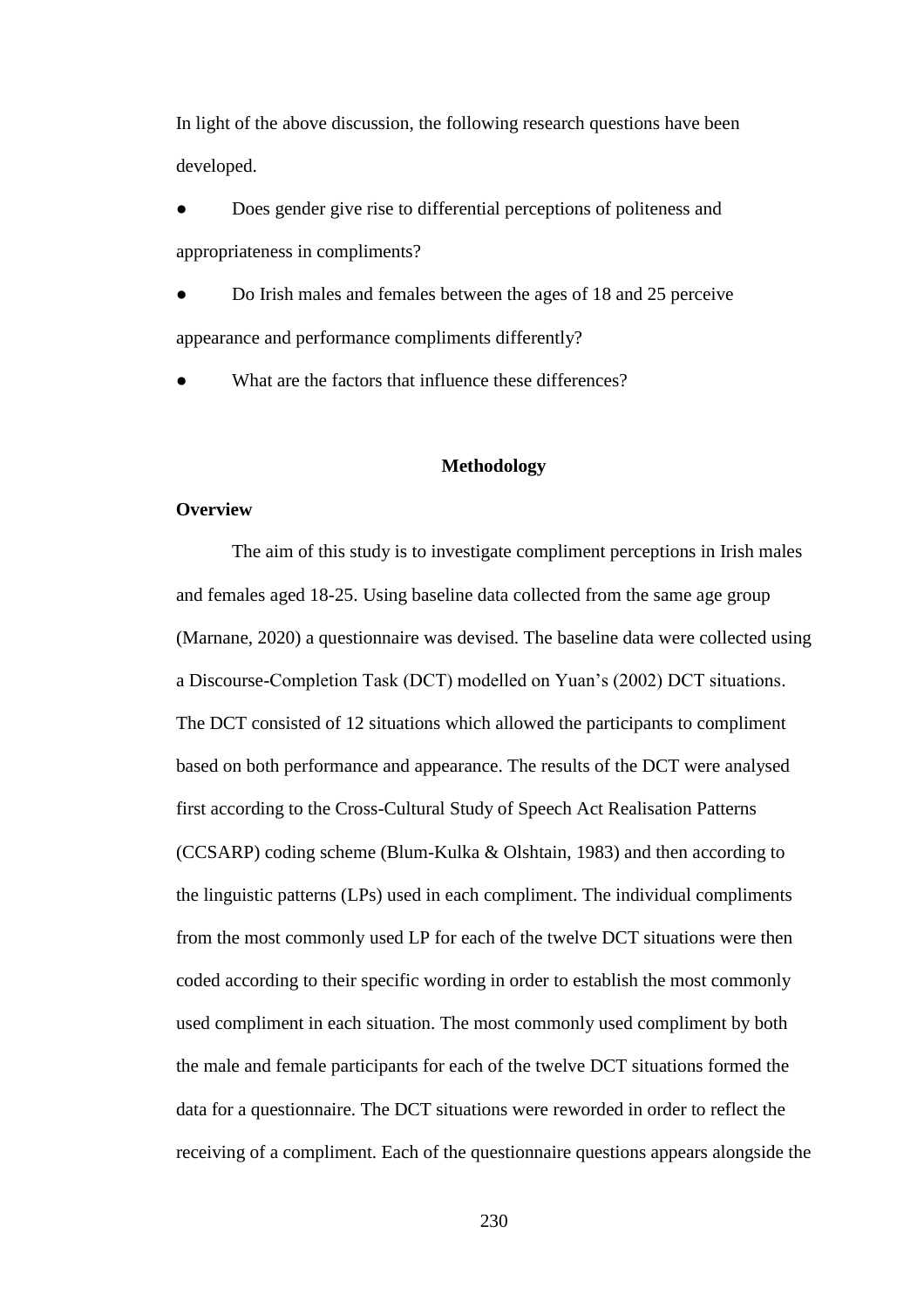In light of the above discussion, the following research questions have been developed.

- Does gender give rise to differential perceptions of politeness and appropriateness in compliments?
- Do Irish males and females between the ages of 18 and 25 perceive appearance and performance compliments differently?
- What are the factors that influence these differences?

## Methodology

### Overview

The aim of this study is to investigate compliment perceptions in Irish males and females aged 18-25. Using baseline data collected from the same age group (Marnane, 2020) a questionnaire was devised. The baseline data were collected using a Discourse-Completion Task (DCT) modelled on Yuan's (2002) DCT situations. The DCT consisted of 12 situations which allowed the participants to compliment based on both performance and appearance. The results of the DCT were analysed first according to the Cross-Cultural Study of Speech Act Realisation Patterns (CCSARP) coding scheme (Blum-Kulka & Olshtain, 1983) and then according to the linguistic patterns (LPs) used in each compliment. The individual compliments from the most commonly used LP for each of the twelve DCT situations were then coded according to their specific wording in order to establish the most commonly used compliment in each situation. The most commonly used compliment by both the male and female participants for each of the twelve DCT situations formed the data for a questionnaire. The DCT situations were reworded in order to reflect the receiving of a compliment. Each of the questionnaire questions appears alongside the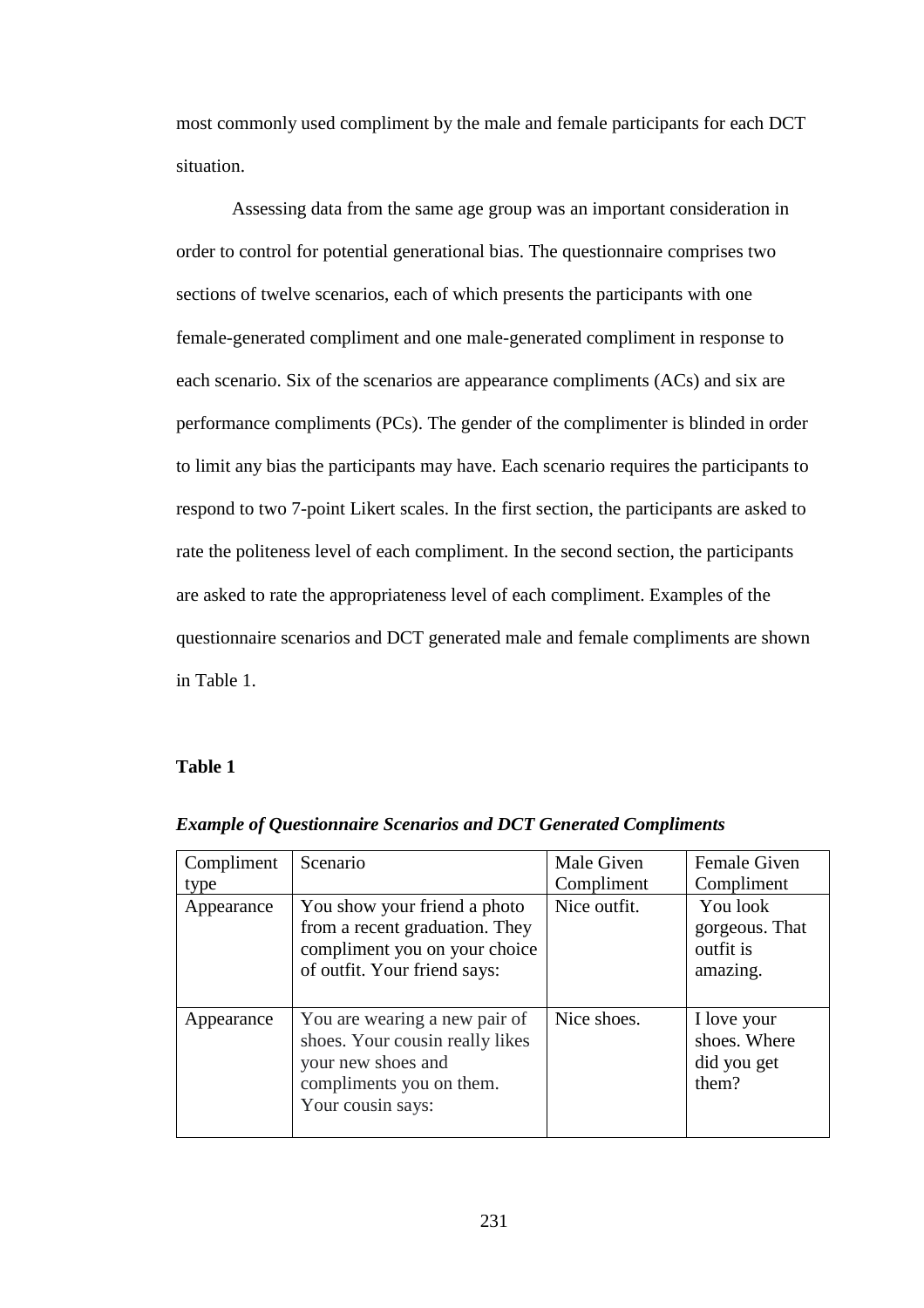most commonly used compliment by the male and female participants for each DCT situation.

Assessing data from the same age group was an important consideration in order to control for potential generational bias. The questionnaire comprises two sections of twelve scenarios, each of which presents the participants with one female-generated compliment and one male-generated compliment in response to each scenario. Six of the scenarios are appearance compliments (ACs) and six are performance compliments (PCs). The gender of the complimenter is blinded in order to limit any bias the participants may have. Each scenario requires the participants to respond to two 7-point Likert scales. In the first section, the participants are asked to rate the politeness level of each compliment. In the second section, the participants are asked to rate the appropriateness level of each compliment. Examples of the questionnaire scenarios and DCT generated male and female compliments are shown in Table 1.

**Table 1**

***Example of Questionnaire Scenarios and DCT Generated Compliments***

| Compliment type | Scenario | Male Given Compliment | Female Given Compliment |
| --- | --- | --- | --- |
| Appearance | You show your friend a photo from a recent graduation. They compliment you on your choice of outfit. Your friend says: | Nice outfit. | You look gorgeous. That outfit is amazing. |
| Appearance | You are wearing a new pair of shoes. Your cousin really likes your new shoes and compliments you on them. Your cousin says: | Nice shoes. | I love your shoes. Where did you get them? |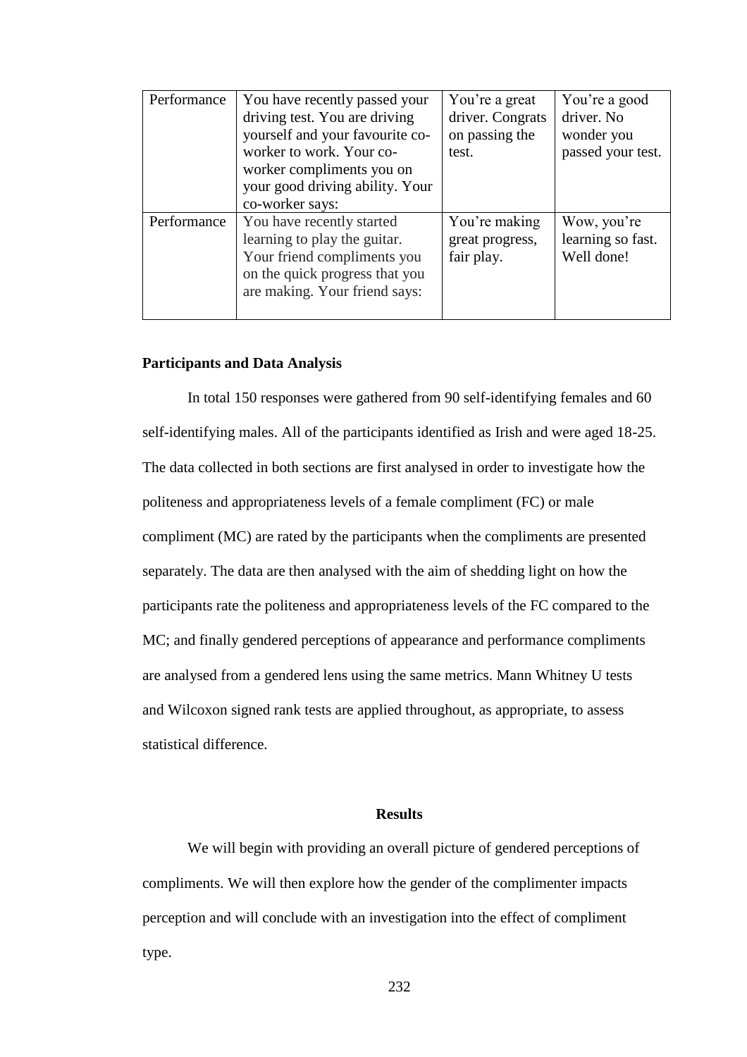| Performance | You have recently passed your driving test. You are driving yourself and your favourite co-worker to work. Your co-worker compliments you on your good driving ability. Your co-worker says: | You're a great driver. Congrats on passing the test. | You're a good driver. No wonder you passed your test. |
|---|---|---|---|
| Performance | You have recently started learning to play the guitar. Your friend compliments you on the quick progress that you are making. Your friend says: | You're making great progress, fair play. | Wow, you're learning so fast. Well done! |

**Participants and Data Analysis**

In total 150 responses were gathered from 90 self-identifying females and 60 self-identifying males. All of the participants identified as Irish and were aged 18-25. The data collected in both sections are first analysed in order to investigate how the politeness and appropriateness levels of a female compliment (FC) or male compliment (MC) are rated by the participants when the compliments are presented separately. The data are then analysed with the aim of shedding light on how the participants rate the politeness and appropriateness levels of the FC compared to the MC; and finally gendered perceptions of appearance and performance compliments are analysed from a gendered lens using the same metrics. Mann Whitney U tests and Wilcoxon signed rank tests are applied throughout, as appropriate, to assess statistical difference.

## Results

We will begin with providing an overall picture of gendered perceptions of compliments. We will then explore how the gender of the complimenter impacts perception and will conclude with an investigation into the effect of compliment type.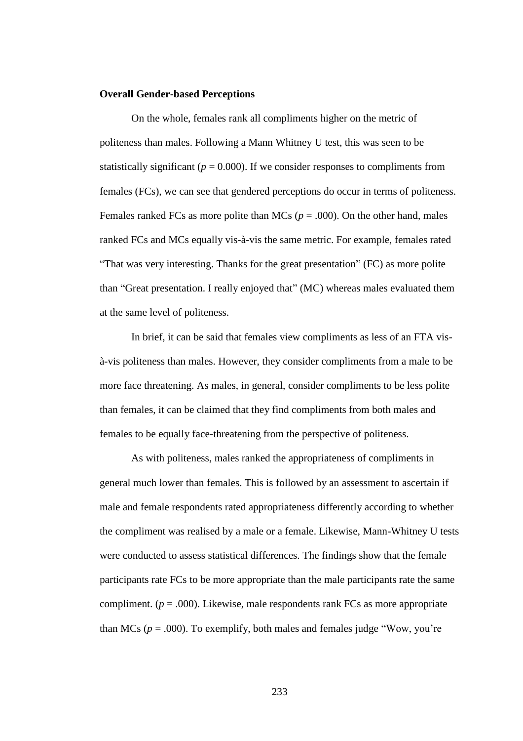**Overall Gender-based Perceptions**

On the whole, females rank all compliments higher on the metric of politeness than males. Following a Mann Whitney U test, this was seen to be statistically significant ($p = 0.000$). If we consider responses to compliments from females (FCs), we can see that gendered perceptions do occur in terms of politeness. Females ranked FCs as more polite than MCs ($p = .000$). On the other hand, males ranked FCs and MCs equally vis-à-vis the same metric. For example, females rated "That was very interesting. Thanks for the great presentation" (FC) as more polite than "Great presentation. I really enjoyed that" (MC) whereas males evaluated them at the same level of politeness.

In brief, it can be said that females view compliments as less of an FTA vis-à-vis politeness than males. However, they consider compliments from a male to be more face threatening. As males, in general, consider compliments to be less polite than females, it can be claimed that they find compliments from both males and females to be equally face-threatening from the perspective of politeness.

As with politeness, males ranked the appropriateness of compliments in general much lower than females. This is followed by an assessment to ascertain if male and female respondents rated appropriateness differently according to whether the compliment was realised by a male or a female. Likewise, Mann-Whitney U tests were conducted to assess statistical differences. The findings show that the female participants rate FCs to be more appropriate than the male participants rate the same compliment. ($p = .000$). Likewise, male respondents rank FCs as more appropriate than MCs ($p = .000$). To exemplify, both males and females judge "Wow, you're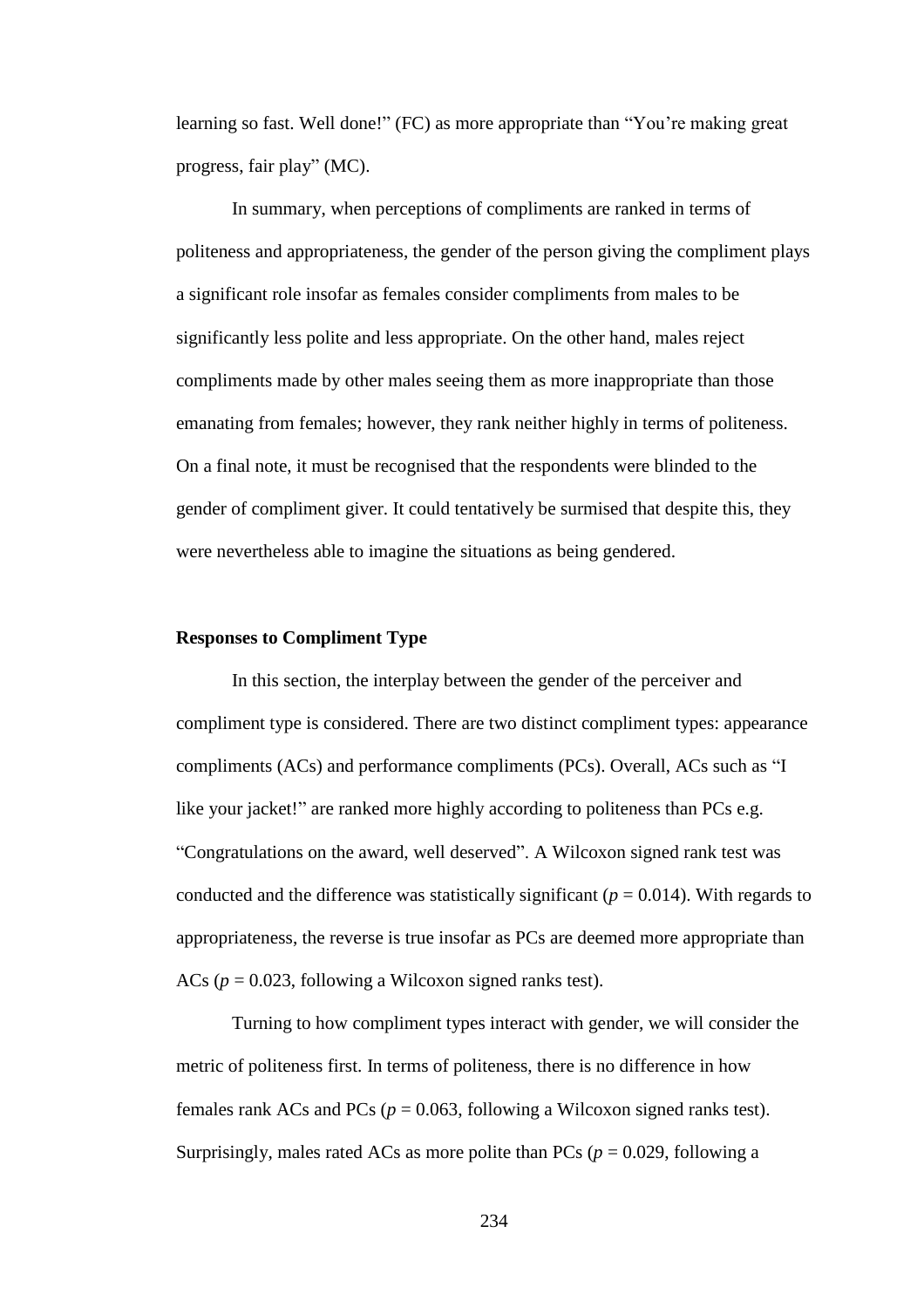learning so fast. Well done!" (FC) as more appropriate than "You're making great progress, fair play" (MC).

In summary, when perceptions of compliments are ranked in terms of politeness and appropriateness, the gender of the person giving the compliment plays a significant role insofar as females consider compliments from males to be significantly less polite and less appropriate. On the other hand, males reject compliments made by other males seeing them as more inappropriate than those emanating from females; however, they rank neither highly in terms of politeness. On a final note, it must be recognised that the respondents were blinded to the gender of compliment giver. It could tentatively be surmised that despite this, they were nevertheless able to imagine the situations as being gendered.

**Responses to Compliment Type**

In this section, the interplay between the gender of the perceiver and compliment type is considered. There are two distinct compliment types: appearance compliments (ACs) and performance compliments (PCs). Overall, ACs such as "I like your jacket!" are ranked more highly according to politeness than PCs e.g. "Congratulations on the award, well deserved". A Wilcoxon signed rank test was conducted and the difference was statistically significant ($p = 0.014$). With regards to appropriateness, the reverse is true insofar as PCs are deemed more appropriate than ACs ($p = 0.023$, following a Wilcoxon signed ranks test).

Turning to how compliment types interact with gender, we will consider the metric of politeness first. In terms of politeness, there is no difference in how females rank ACs and PCs ($p = 0.063$, following a Wilcoxon signed ranks test). Surprisingly, males rated ACs as more polite than PCs ($p = 0.029$, following a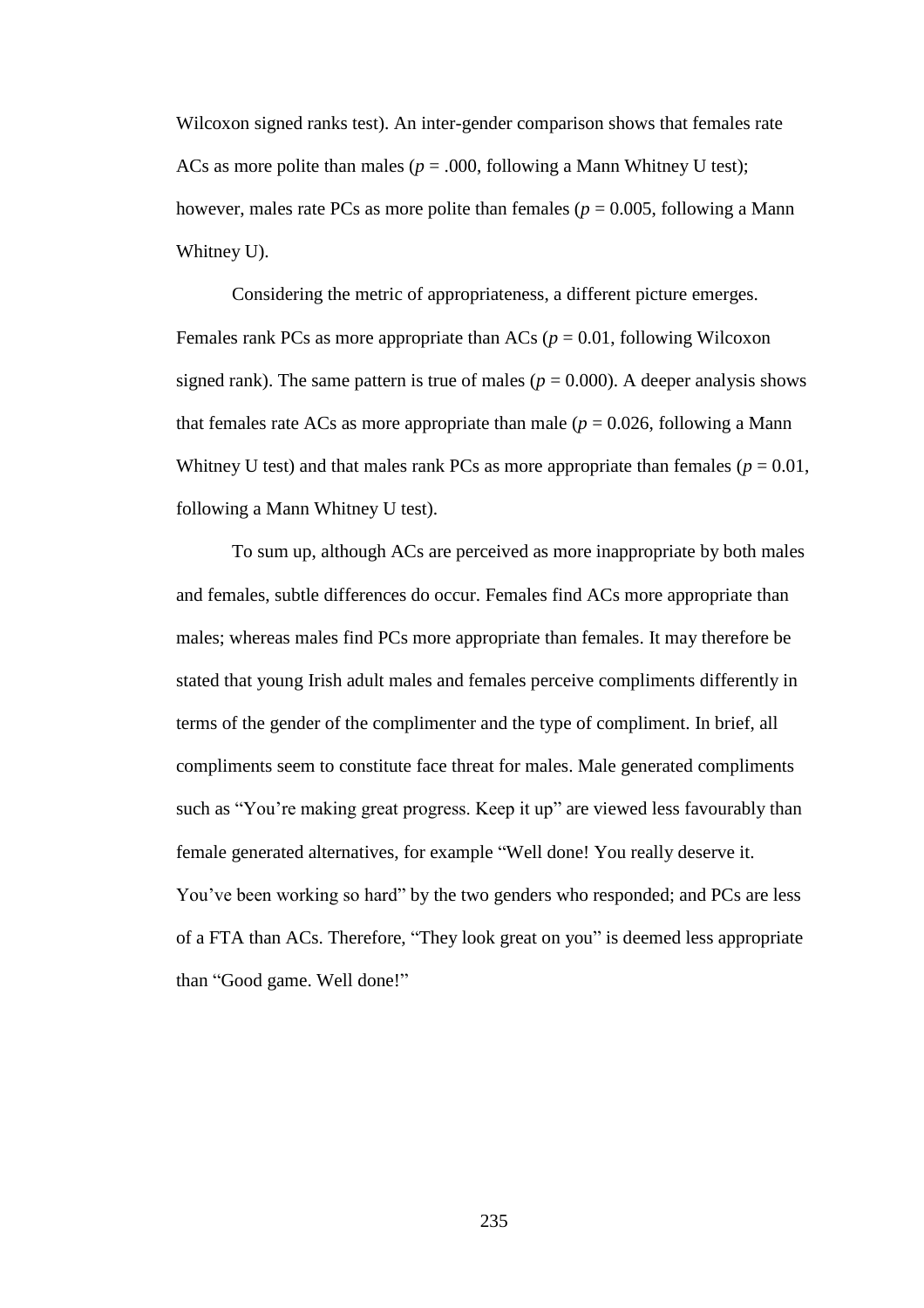Wilcoxon signed ranks test). An inter-gender comparison shows that females rate ACs as more polite than males ($p$ = .000, following a Mann Whitney U test); however, males rate PCs as more polite than females ($p$ = 0.005, following a Mann Whitney U).

Considering the metric of appropriateness, a different picture emerges. Females rank PCs as more appropriate than ACs ($p$ = 0.01, following Wilcoxon signed rank). The same pattern is true of males ($p$ = 0.000). A deeper analysis shows that females rate ACs as more appropriate than male ($p$ = 0.026, following a Mann Whitney U test) and that males rank PCs as more appropriate than females ($p$ = 0.01, following a Mann Whitney U test).

To sum up, although ACs are perceived as more inappropriate by both males and females, subtle differences do occur. Females find ACs more appropriate than males; whereas males find PCs more appropriate than females. It may therefore be stated that young Irish adult males and females perceive compliments differently in terms of the gender of the complimenter and the type of compliment. In brief, all compliments seem to constitute face threat for males. Male generated compliments such as "You're making great progress. Keep it up" are viewed less favourably than female generated alternatives, for example "Well done! You really deserve it. You've been working so hard" by the two genders who responded; and PCs are less of a FTA than ACs. Therefore, "They look great on you" is deemed less appropriate than "Good game. Well done!"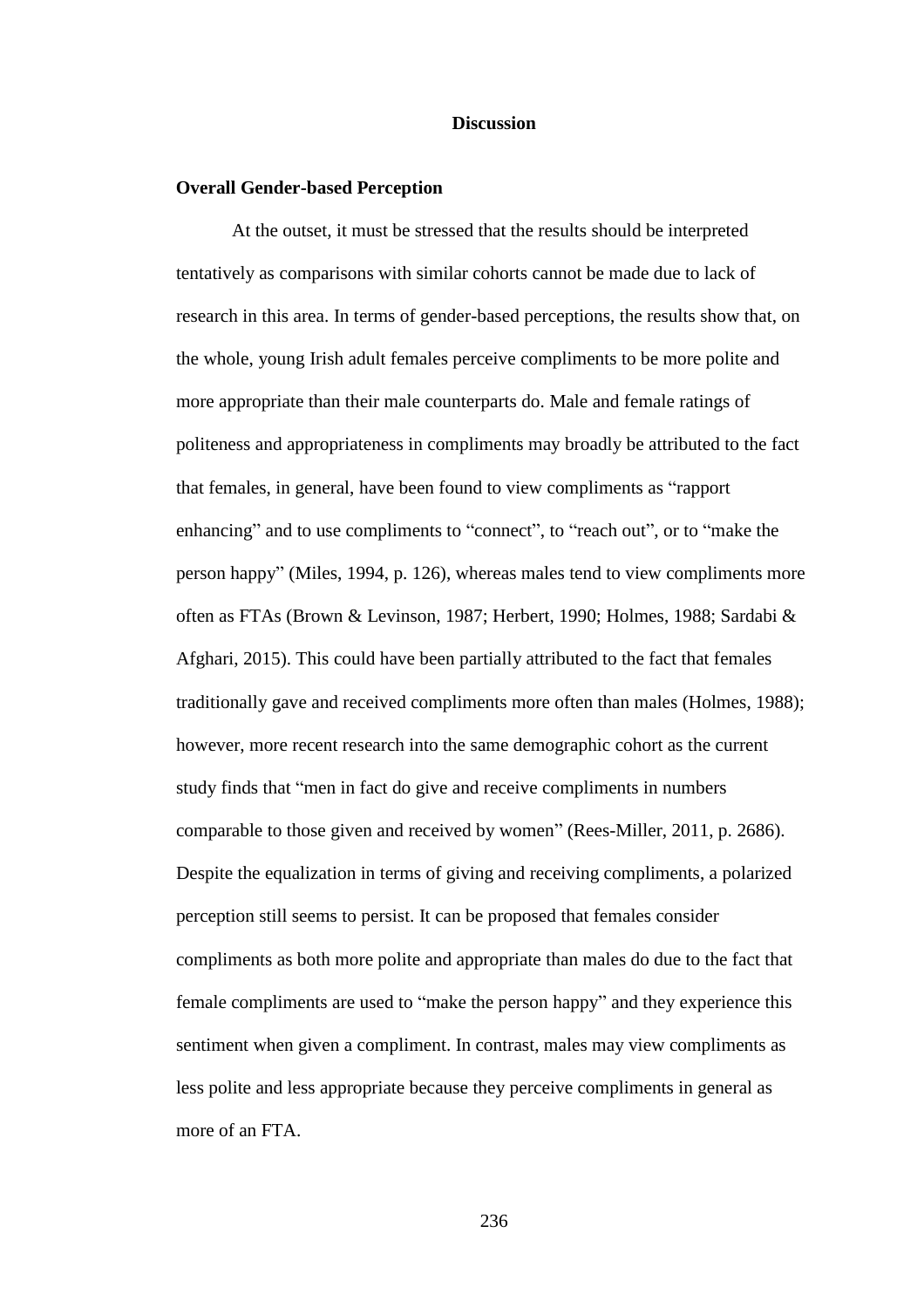## Discussion

### Overall Gender-based Perception

At the outset, it must be stressed that the results should be interpreted tentatively as comparisons with similar cohorts cannot be made due to lack of research in this area. In terms of gender-based perceptions, the results show that, on the whole, young Irish adult females perceive compliments to be more polite and more appropriate than their male counterparts do. Male and female ratings of politeness and appropriateness in compliments may broadly be attributed to the fact that females, in general, have been found to view compliments as "rapport enhancing" and to use compliments to "connect", to "reach out", or to "make the person happy" (Miles, 1994, p. 126), whereas males tend to view compliments more often as FTAs (Brown & Levinson, 1987; Herbert, 1990; Holmes, 1988; Sardabi & Afghari, 2015). This could have been partially attributed to the fact that females traditionally gave and received compliments more often than males (Holmes, 1988); however, more recent research into the same demographic cohort as the current study finds that "men in fact do give and receive compliments in numbers comparable to those given and received by women" (Rees-Miller, 2011, p. 2686). Despite the equalization in terms of giving and receiving compliments, a polarized perception still seems to persist. It can be proposed that females consider compliments as both more polite and appropriate than males do due to the fact that female compliments are used to "make the person happy" and they experience this sentiment when given a compliment. In contrast, males may view compliments as less polite and less appropriate because they perceive compliments in general as more of an FTA.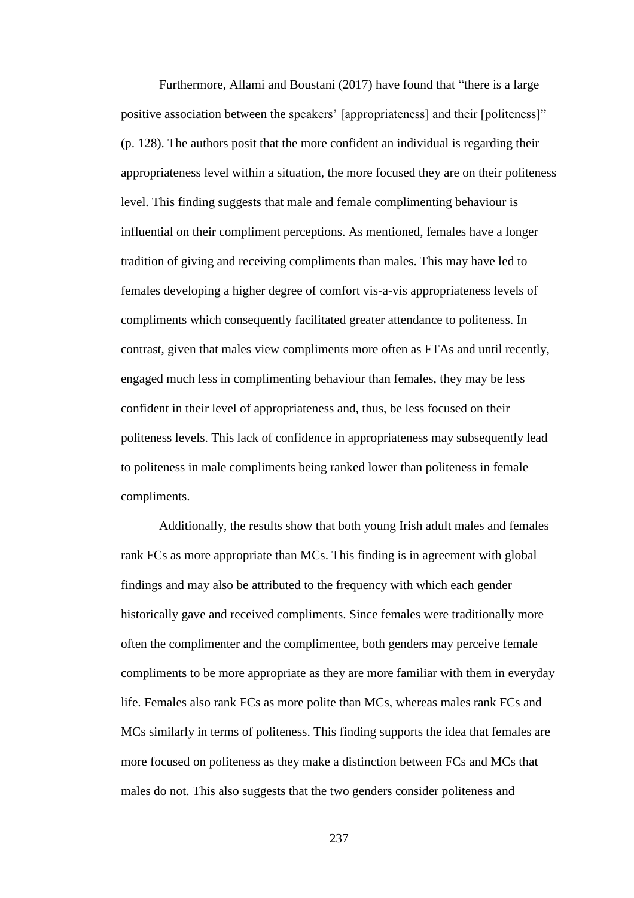Furthermore, Allami and Boustani (2017) have found that "there is a large positive association between the speakers' [appropriateness] and their [politeness]" (p. 128). The authors posit that the more confident an individual is regarding their appropriateness level within a situation, the more focused they are on their politeness level. This finding suggests that male and female complimenting behaviour is influential on their compliment perceptions. As mentioned, females have a longer tradition of giving and receiving compliments than males. This may have led to females developing a higher degree of comfort vis-a-vis appropriateness levels of compliments which consequently facilitated greater attendance to politeness. In contrast, given that males view compliments more often as FTAs and until recently, engaged much less in complimenting behaviour than females, they may be less confident in their level of appropriateness and, thus, be less focused on their politeness levels. This lack of confidence in appropriateness may subsequently lead to politeness in male compliments being ranked lower than politeness in female compliments.

Additionally, the results show that both young Irish adult males and females rank FCs as more appropriate than MCs. This finding is in agreement with global findings and may also be attributed to the frequency with which each gender historically gave and received compliments. Since females were traditionally more often the complimenter and the complimentee, both genders may perceive female compliments to be more appropriate as they are more familiar with them in everyday life. Females also rank FCs as more polite than MCs, whereas males rank FCs and MCs similarly in terms of politeness. This finding supports the idea that females are more focused on politeness as they make a distinction between FCs and MCs that males do not. This also suggests that the two genders consider politeness and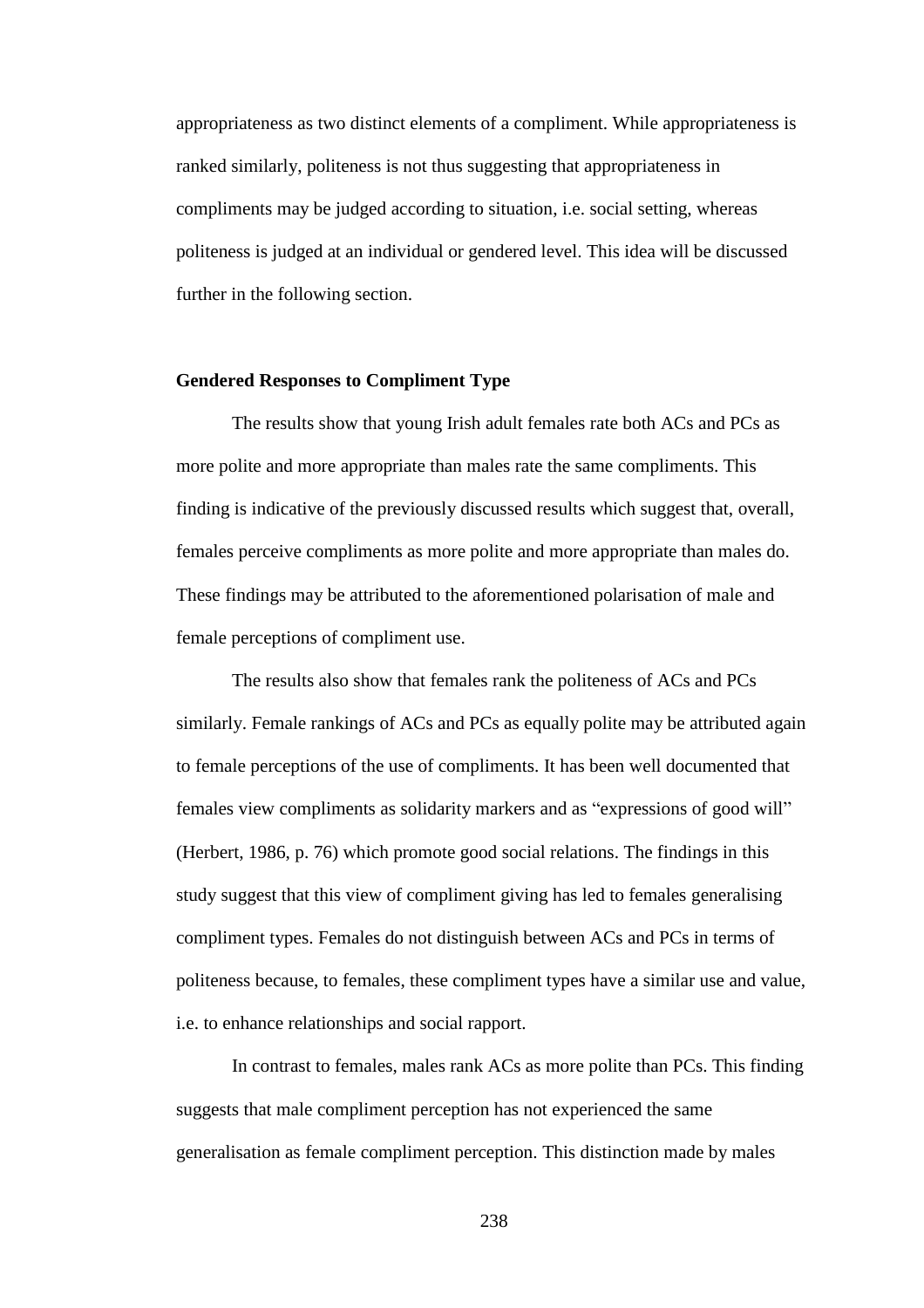appropriateness as two distinct elements of a compliment. While appropriateness is ranked similarly, politeness is not thus suggesting that appropriateness in compliments may be judged according to situation, i.e. social setting, whereas politeness is judged at an individual or gendered level. This idea will be discussed further in the following section.

**Gendered Responses to Compliment Type**

The results show that young Irish adult females rate both ACs and PCs as more polite and more appropriate than males rate the same compliments. This finding is indicative of the previously discussed results which suggest that, overall, females perceive compliments as more polite and more appropriate than males do. These findings may be attributed to the aforementioned polarisation of male and female perceptions of compliment use.

The results also show that females rank the politeness of ACs and PCs similarly. Female rankings of ACs and PCs as equally polite may be attributed again to female perceptions of the use of compliments. It has been well documented that females view compliments as solidarity markers and as "expressions of good will" (Herbert, 1986, p. 76) which promote good social relations. The findings in this study suggest that this view of compliment giving has led to females generalising compliment types. Females do not distinguish between ACs and PCs in terms of politeness because, to females, these compliment types have a similar use and value, i.e. to enhance relationships and social rapport.

In contrast to females, males rank ACs as more polite than PCs. This finding suggests that male compliment perception has not experienced the same generalisation as female compliment perception. This distinction made by males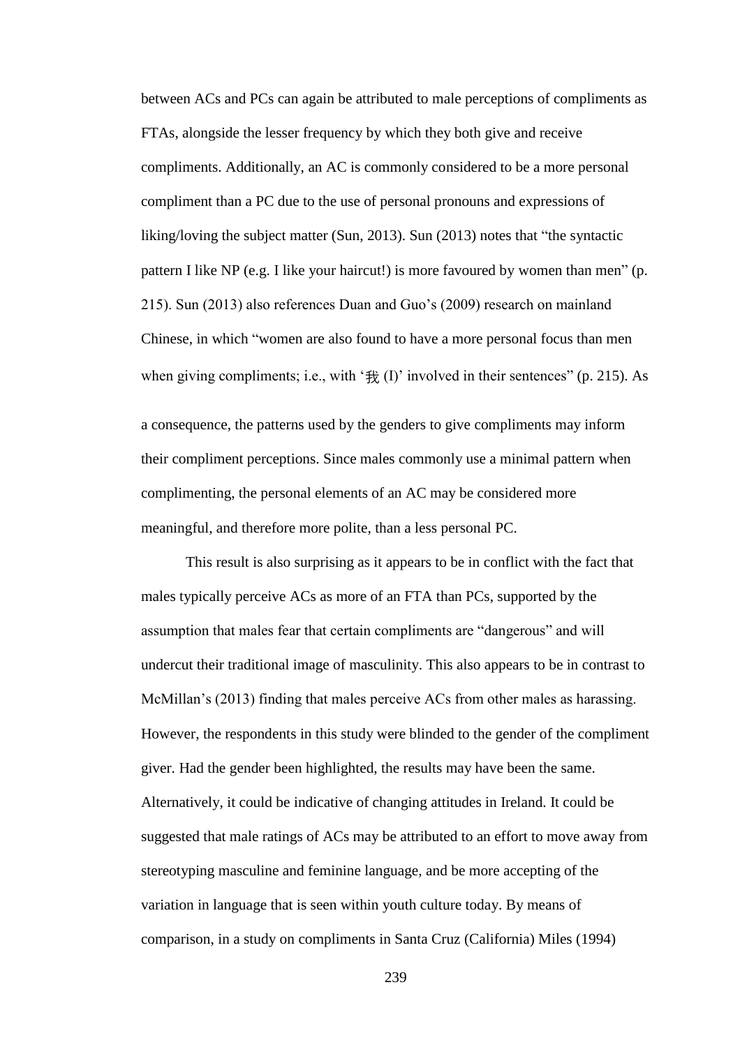between ACs and PCs can again be attributed to male perceptions of compliments as FTAs, alongside the lesser frequency by which they both give and receive compliments. Additionally, an AC is commonly considered to be a more personal compliment than a PC due to the use of personal pronouns and expressions of liking/loving the subject matter (Sun, 2013). Sun (2013) notes that "the syntactic pattern I like NP (e.g. I like your haircut!) is more favoured by women than men" (p. 215). Sun (2013) also references Duan and Guo's (2009) research on mainland Chinese, in which "women are also found to have a more personal focus than men when giving compliments; i.e., with '我 (I)' involved in their sentences" (p. 215). As a consequence, the patterns used by the genders to give compliments may inform their compliment perceptions. Since males commonly use a minimal pattern when complimenting, the personal elements of an AC may be considered more meaningful, and therefore more polite, than a less personal PC.

This result is also surprising as it appears to be in conflict with the fact that males typically perceive ACs as more of an FTA than PCs, supported by the assumption that males fear that certain compliments are "dangerous" and will undercut their traditional image of masculinity. This also appears to be in contrast to McMillan's (2013) finding that males perceive ACs from other males as harassing. However, the respondents in this study were blinded to the gender of the compliment giver. Had the gender been highlighted, the results may have been the same. Alternatively, it could be indicative of changing attitudes in Ireland. It could be suggested that male ratings of ACs may be attributed to an effort to move away from stereotyping masculine and feminine language, and be more accepting of the variation in language that is seen within youth culture today. By means of comparison, in a study on compliments in Santa Cruz (California) Miles (1994)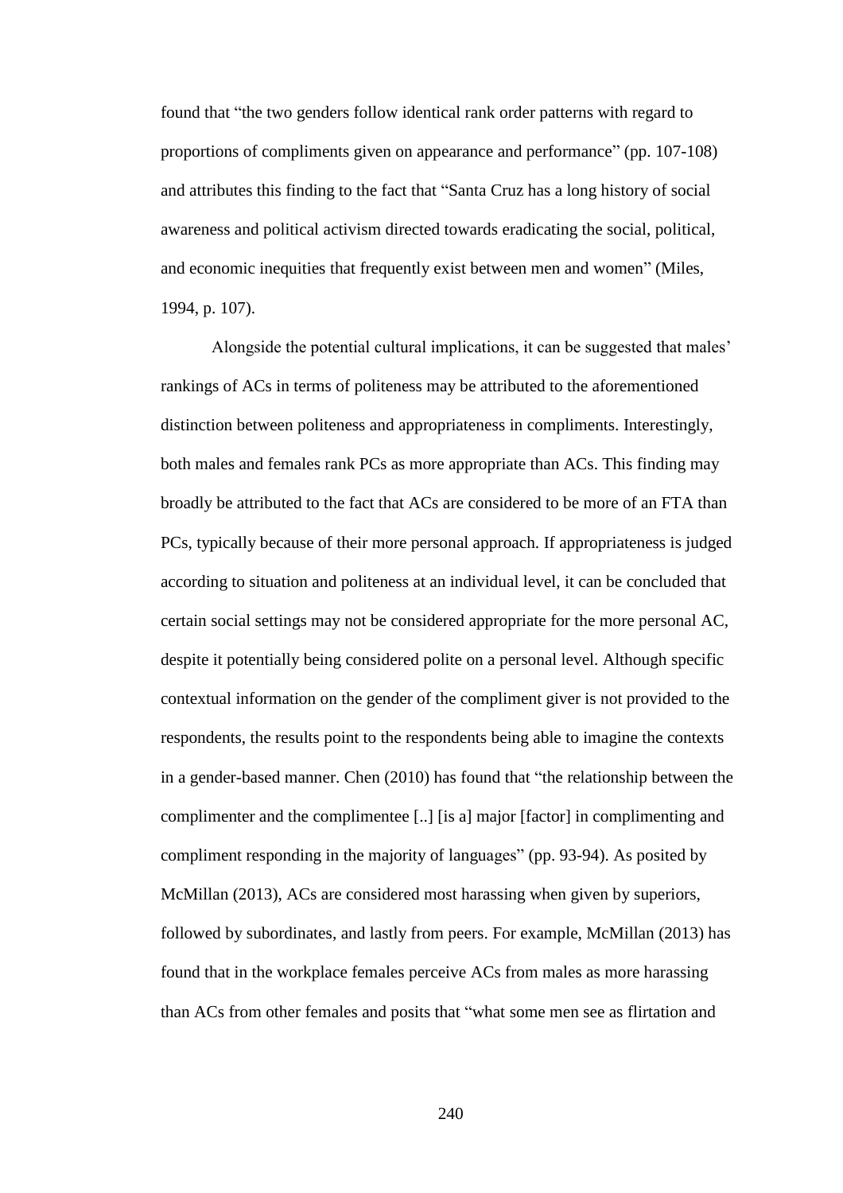found that "the two genders follow identical rank order patterns with regard to proportions of compliments given on appearance and performance" (pp. 107-108) and attributes this finding to the fact that "Santa Cruz has a long history of social awareness and political activism directed towards eradicating the social, political, and economic inequities that frequently exist between men and women" (Miles, 1994, p. 107).

Alongside the potential cultural implications, it can be suggested that males' rankings of ACs in terms of politeness may be attributed to the aforementioned distinction between politeness and appropriateness in compliments. Interestingly, both males and females rank PCs as more appropriate than ACs. This finding may broadly be attributed to the fact that ACs are considered to be more of an FTA than PCs, typically because of their more personal approach. If appropriateness is judged according to situation and politeness at an individual level, it can be concluded that certain social settings may not be considered appropriate for the more personal AC, despite it potentially being considered polite on a personal level. Although specific contextual information on the gender of the compliment giver is not provided to the respondents, the results point to the respondents being able to imagine the contexts in a gender-based manner. Chen (2010) has found that "the relationship between the complimenter and the complimentee [..] [is a] major [factor] in complimenting and compliment responding in the majority of languages" (pp. 93-94). As posited by McMillan (2013), ACs are considered most harassing when given by superiors, followed by subordinates, and lastly from peers. For example, McMillan (2013) has found that in the workplace females perceive ACs from males as more harassing than ACs from other females and posits that "what some men see as flirtation and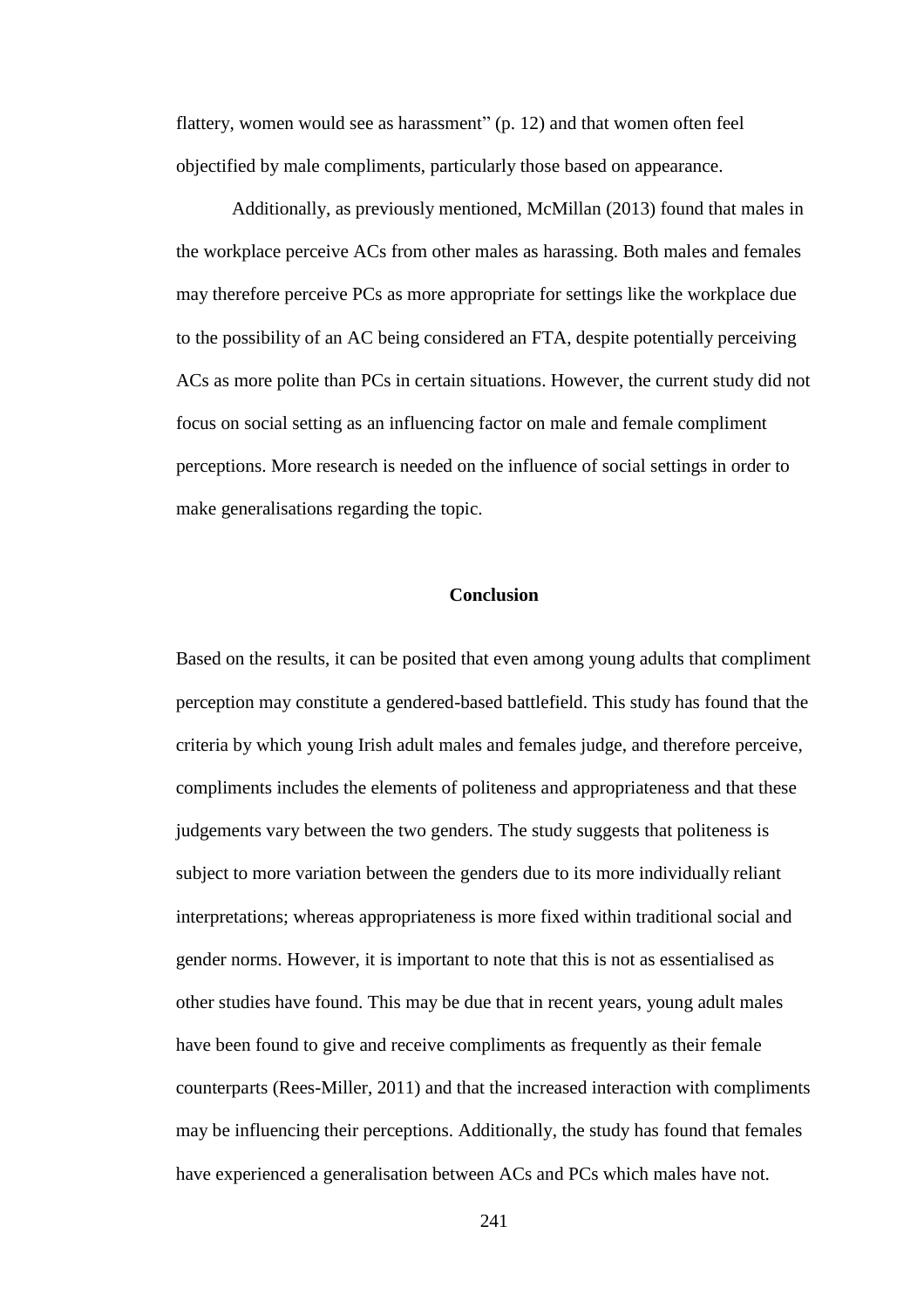flattery, women would see as harassment" (p. 12) and that women often feel objectified by male compliments, particularly those based on appearance.

Additionally, as previously mentioned, McMillan (2013) found that males in the workplace perceive ACs from other males as harassing. Both males and females may therefore perceive PCs as more appropriate for settings like the workplace due to the possibility of an AC being considered an FTA, despite potentially perceiving ACs as more polite than PCs in certain situations. However, the current study did not focus on social setting as an influencing factor on male and female compliment perceptions. More research is needed on the influence of social settings in order to make generalisations regarding the topic.

## Conclusion

Based on the results, it can be posited that even among young adults that compliment perception may constitute a gendered-based battlefield. This study has found that the criteria by which young Irish adult males and females judge, and therefore perceive, compliments includes the elements of politeness and appropriateness and that these judgements vary between the two genders. The study suggests that politeness is subject to more variation between the genders due to its more individually reliant interpretations; whereas appropriateness is more fixed within traditional social and gender norms. However, it is important to note that this is not as essentialised as other studies have found. This may be due that in recent years, young adult males have been found to give and receive compliments as frequently as their female counterparts (Rees-Miller, 2011) and that the increased interaction with compliments may be influencing their perceptions. Additionally, the study has found that females have experienced a generalisation between ACs and PCs which males have not.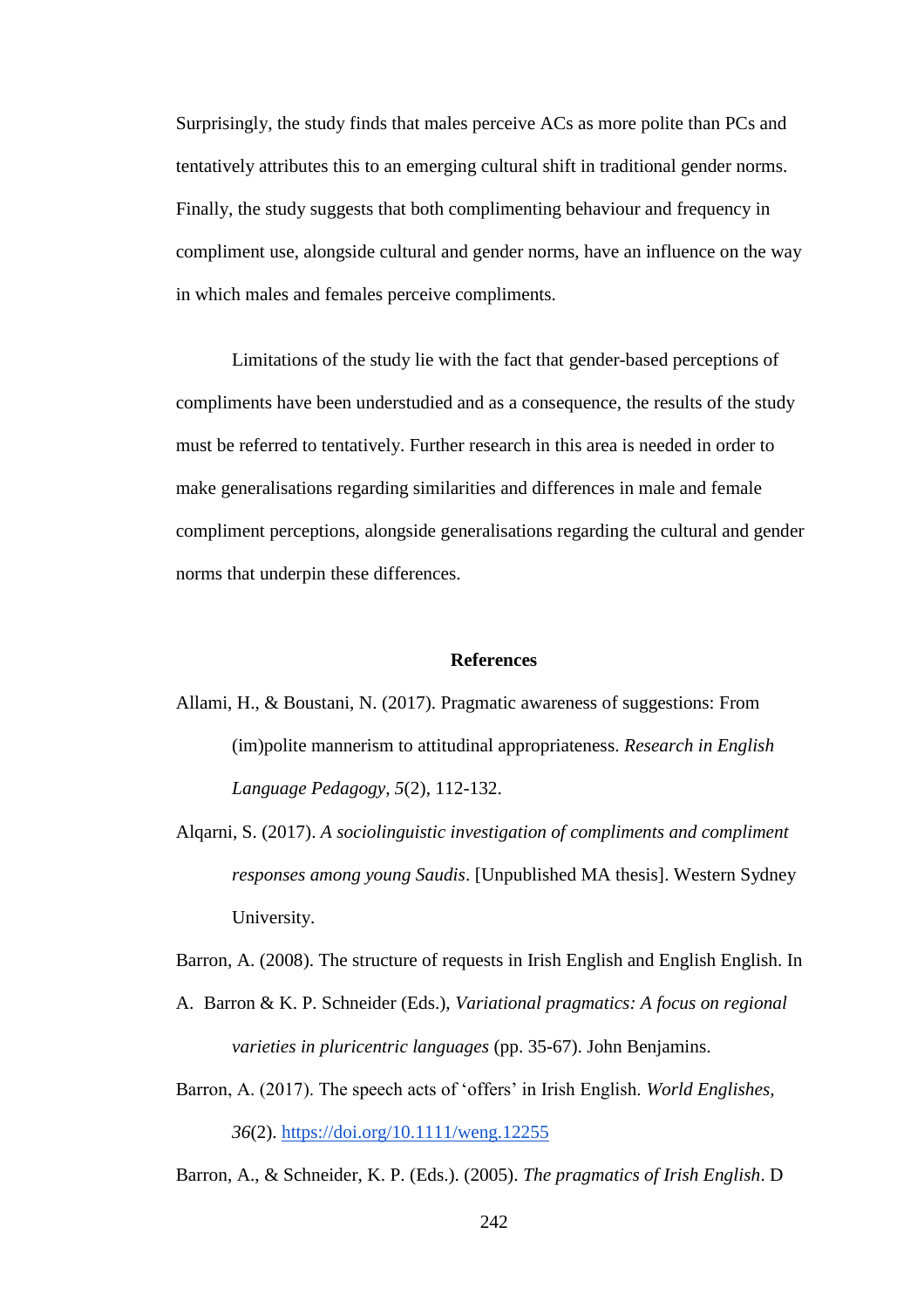Surprisingly, the study finds that males perceive ACs as more polite than PCs and tentatively attributes this to an emerging cultural shift in traditional gender norms. Finally, the study suggests that both complimenting behaviour and frequency in compliment use, alongside cultural and gender norms, have an influence on the way in which males and females perceive compliments.

Limitations of the study lie with the fact that gender-based perceptions of compliments have been understudied and as a consequence, the results of the study must be referred to tentatively. Further research in this area is needed in order to make generalisations regarding similarities and differences in male and female compliment perceptions, alongside generalisations regarding the cultural and gender norms that underpin these differences.

## References

Allami, H., & Boustani, N. (2017). Pragmatic awareness of suggestions: From (im)polite mannerism to attitudinal appropriateness. *Research in English Language Pedagogy, 5*(2), 112-132.

Alqarni, S. (2017). *A sociolinguistic investigation of compliments and compliment responses among young Saudis*. [Unpublished MA thesis]. Western Sydney University.

Barron, A. (2008). The structure of requests in Irish English and English English. In A. Barron & K. P. Schneider (Eds.), *Variational pragmatics: A focus on regional varieties in pluricentric languages* (pp. 35-67). John Benjamins.

Barron, A. (2017). The speech acts of 'offers' in Irish English. *World Englishes, 36*(2). https://doi.org/10.1111/weng.12255

Barron, A., & Schneider, K. P. (Eds.). (2005). *The pragmatics of Irish English*. D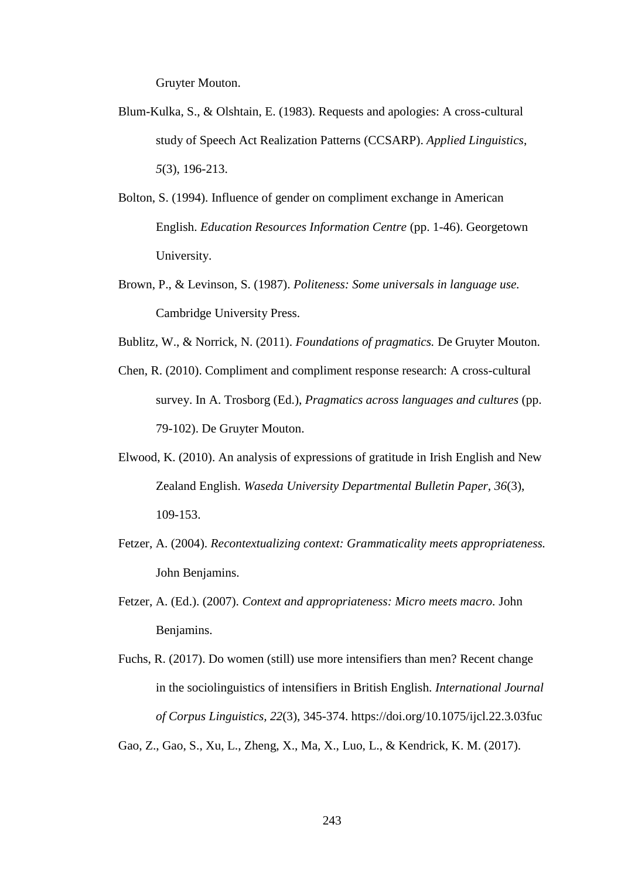Gruyter Mouton.

Blum-Kulka, S., & Olshtain, E. (1983). Requests and apologies: A cross-cultural study of Speech Act Realization Patterns (CCSARP). *Applied Linguistics*, *5*(3), 196-213.

Bolton, S. (1994). Influence of gender on compliment exchange in American English. *Education Resources Information Centre* (pp. 1-46). Georgetown University.

Brown, P., & Levinson, S. (1987). *Politeness: Some universals in language use.* Cambridge University Press.

Bublitz, W., & Norrick, N. (2011). *Foundations of pragmatics.* De Gruyter Mouton.

Chen, R. (2010). Compliment and compliment response research: A cross-cultural survey. In A. Trosborg (Ed.), *Pragmatics across languages and cultures* (pp. 79-102). De Gruyter Mouton.

Elwood, K. (2010). An analysis of expressions of gratitude in Irish English and New Zealand English. *Waseda University Departmental Bulletin Paper*, *36*(3), 109-153.

Fetzer, A. (2004). *Recontextualizing context: Grammaticality meets appropriateness.* John Benjamins.

Fetzer, A. (Ed.). (2007). *Context and appropriateness: Micro meets macro.* John Benjamins.

Fuchs, R. (2017). Do women (still) use more intensifiers than men? Recent change in the sociolinguistics of intensifiers in British English. *International Journal of Corpus Linguistics*, *22*(3), 345-374. https://doi.org/10.1075/ijcl.22.3.03fuc

Gao, Z., Gao, S., Xu, L., Zheng, X., Ma, X., Luo, L., & Kendrick, K. M. (2017).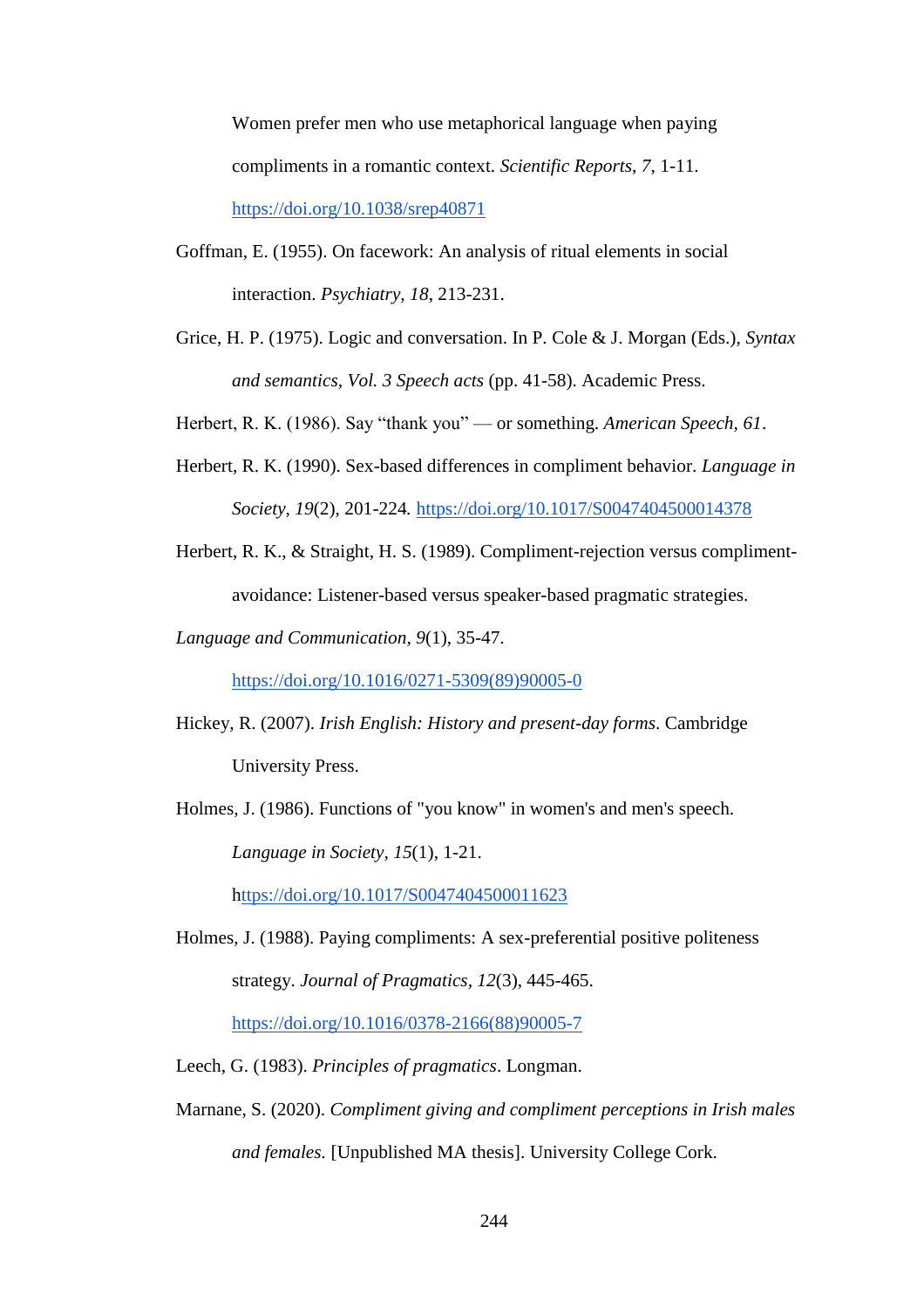Women prefer men who use metaphorical language when paying compliments in a romantic context. *Scientific Reports*, *7*, 1-11. https://doi.org/10.1038/srep40871

Goffman, E. (1955). On facework: An analysis of ritual elements in social interaction. *Psychiatry*, *18*, 213-231.

Grice, H. P. (1975). Logic and conversation. In P. Cole & J. Morgan (Eds.), *Syntax and semantics, Vol. 3 Speech acts* (pp. 41-58). Academic Press.

Herbert, R. K. (1986). Say "thank you" — or something. *American Speech*, *61*.

Herbert, R. K. (1990). Sex-based differences in compliment behavior. *Language in Society, 19*(2), 201-224. https://doi.org/10.1017/S0047404500014378

Herbert, R. K., & Straight, H. S. (1989). Compliment-rejection versus compliment-avoidance: Listener-based versus speaker-based pragmatic strategies. *Language and Communication, 9*(1), 35-47. https://doi.org/10.1016/0271-5309(89)90005-0

Hickey, R. (2007). *Irish English: History and present-day forms*. Cambridge University Press.

Holmes, J. (1986). Functions of "you know" in women's and men's speech. *Language in Society*, *15*(1), 1-21. https://doi.org/10.1017/S0047404500011623

Holmes, J. (1988). Paying compliments: A sex-preferential positive politeness strategy. *Journal of Pragmatics*, *12*(3), 445-465. https://doi.org/10.1016/0378-2166(88)90005-7

Leech, G. (1983). *Principles of pragmatics*. Longman.

Marnane, S. (2020). *Compliment giving and compliment perceptions in Irish males and females.* [Unpublished MA thesis]. University College Cork.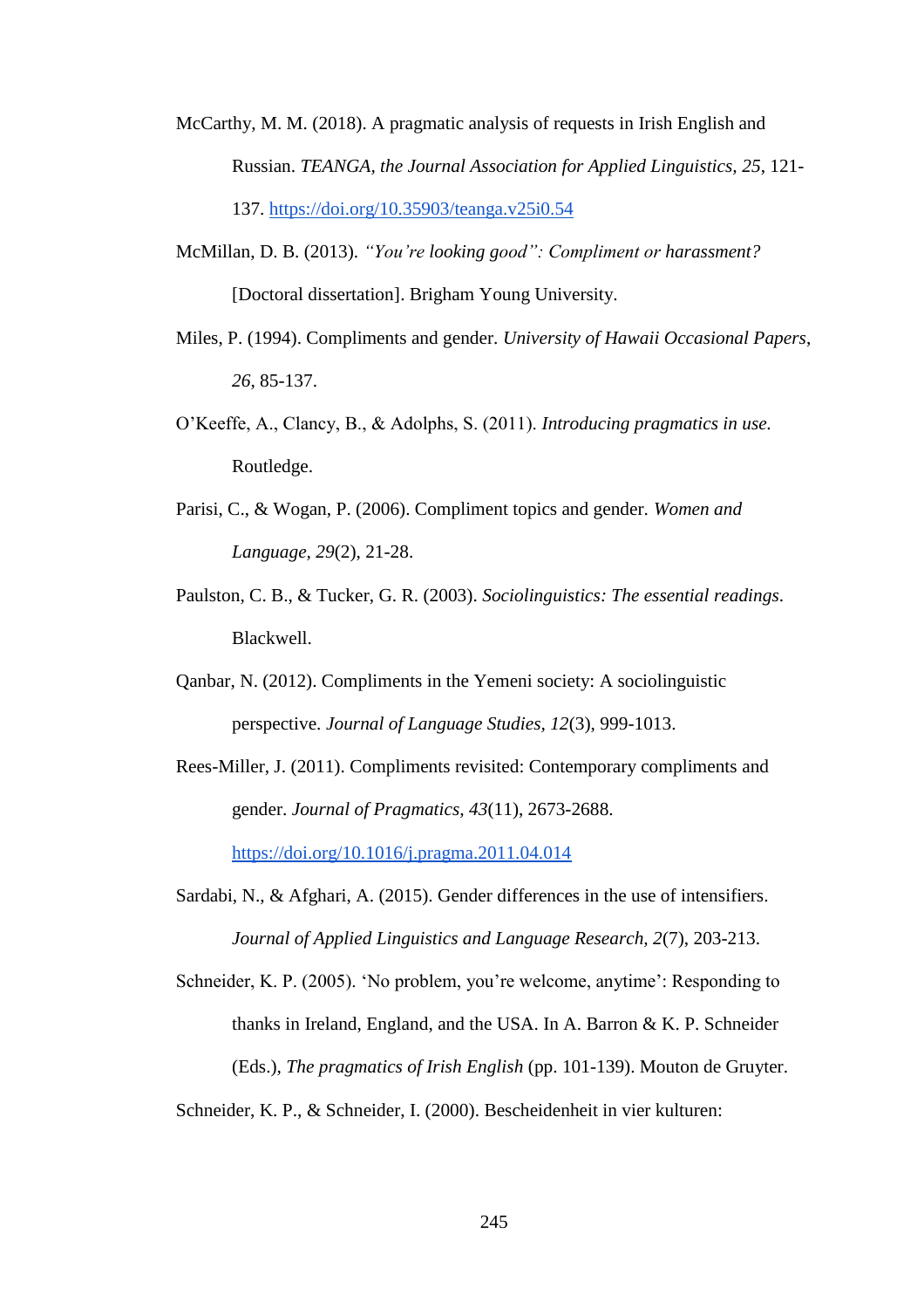McCarthy, M. M. (2018). A pragmatic analysis of requests in Irish English and Russian. *TEANGA, the Journal Association for Applied Linguistics, 25*, 121-137. https://doi.org/10.35903/teanga.v25i0.54

McMillan, D. B. (2013). *"You're looking good": Compliment or harassment?* [Doctoral dissertation]. Brigham Young University.

Miles, P. (1994). Compliments and gender. *University of Hawaii Occasional Papers, 26*, 85-137.

O'Keeffe, A., Clancy, B., & Adolphs, S. (2011). *Introducing pragmatics in use.* Routledge.

Parisi, C., & Wogan, P. (2006). Compliment topics and gender. *Women and Language, 29*(2), 21-28.

Paulston, C. B., & Tucker, G. R. (2003). *Sociolinguistics: The essential readings*. Blackwell.

Qanbar, N. (2012). Compliments in the Yemeni society: A sociolinguistic perspective. *Journal of Language Studies, 12*(3), 999-1013.

Rees-Miller, J. (2011). Compliments revisited: Contemporary compliments and gender. *Journal of Pragmatics, 43*(11), 2673-2688. https://doi.org/10.1016/j.pragma.2011.04.014

Sardabi, N., & Afghari, A. (2015). Gender differences in the use of intensifiers. *Journal of Applied Linguistics and Language Research, 2*(7), 203-213.

Schneider, K. P. (2005). 'No problem, you're welcome, anytime': Responding to thanks in Ireland, England, and the USA. In A. Barron & K. P. Schneider (Eds.), *The pragmatics of Irish English* (pp. 101-139). Mouton de Gruyter.

Schneider, K. P., & Schneider, I. (2000). Bescheidenheit in vier kulturen: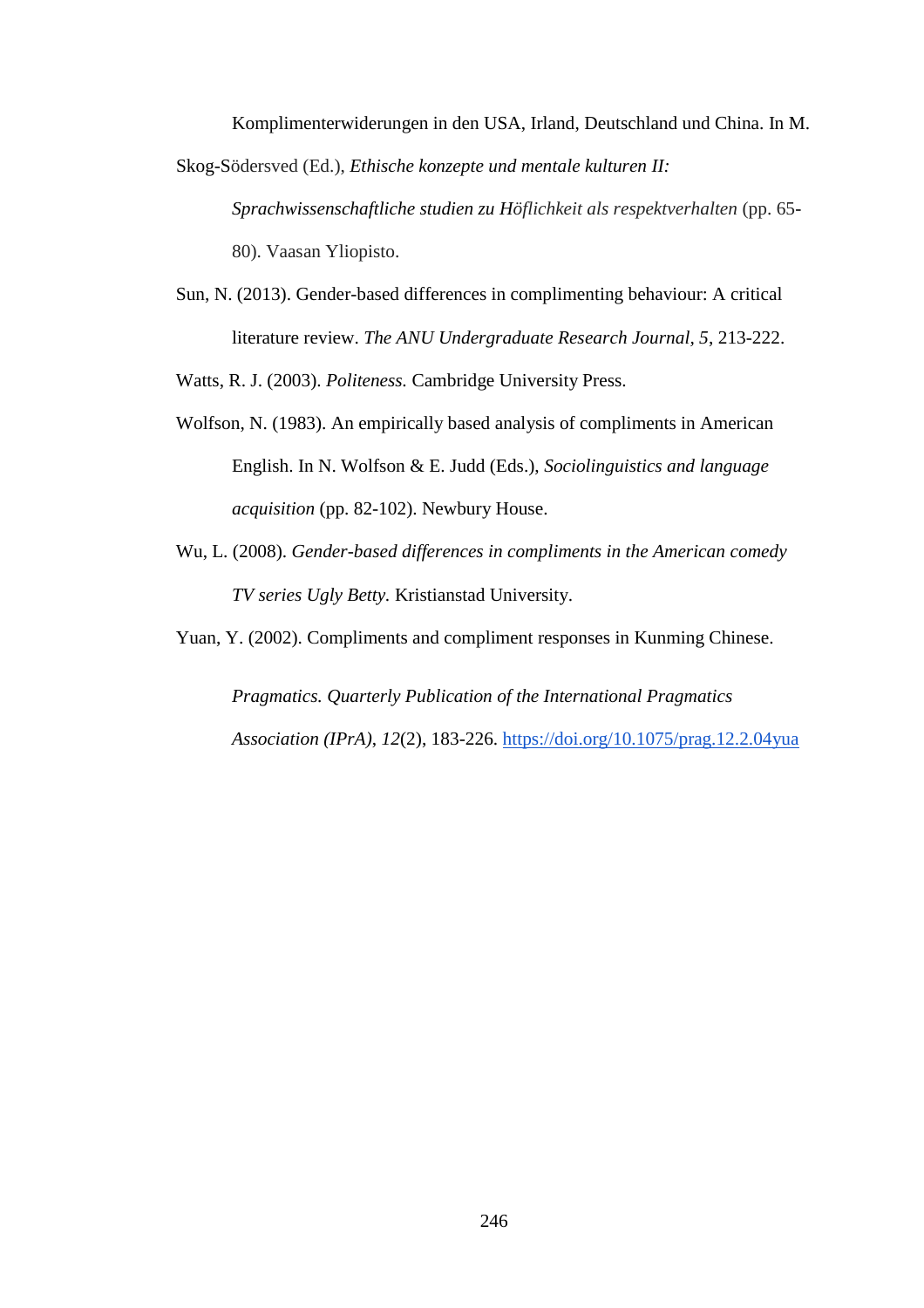Komplimenterwiderungen in den USA, Irland, Deutschland und China. In M. Skog-Södersved (Ed.), *Ethische konzepte und mentale kulturen II: Sprachwissenschaftliche studien zu Höflichkeit als respektverhalten* (pp. 65-80). Vaasan Yliopisto.

Sun, N. (2013). Gender-based differences in complimenting behaviour: A critical literature review. *The ANU Undergraduate Research Journal, 5*, 213-222.

Watts, R. J. (2003). *Politeness.* Cambridge University Press.

Wolfson, N. (1983). An empirically based analysis of compliments in American English. In N. Wolfson & E. Judd (Eds.), *Sociolinguistics and language acquisition* (pp. 82-102). Newbury House.

Wu, L. (2008). *Gender-based differences in compliments in the American comedy TV series Ugly Betty.* Kristianstad University.

Yuan, Y. (2002). Compliments and compliment responses in Kunming Chinese. *Pragmatics. Quarterly Publication of the International Pragmatics Association (IPrA)*, *12*(2), 183-226. https://doi.org/10.1075/prag.12.2.04yua